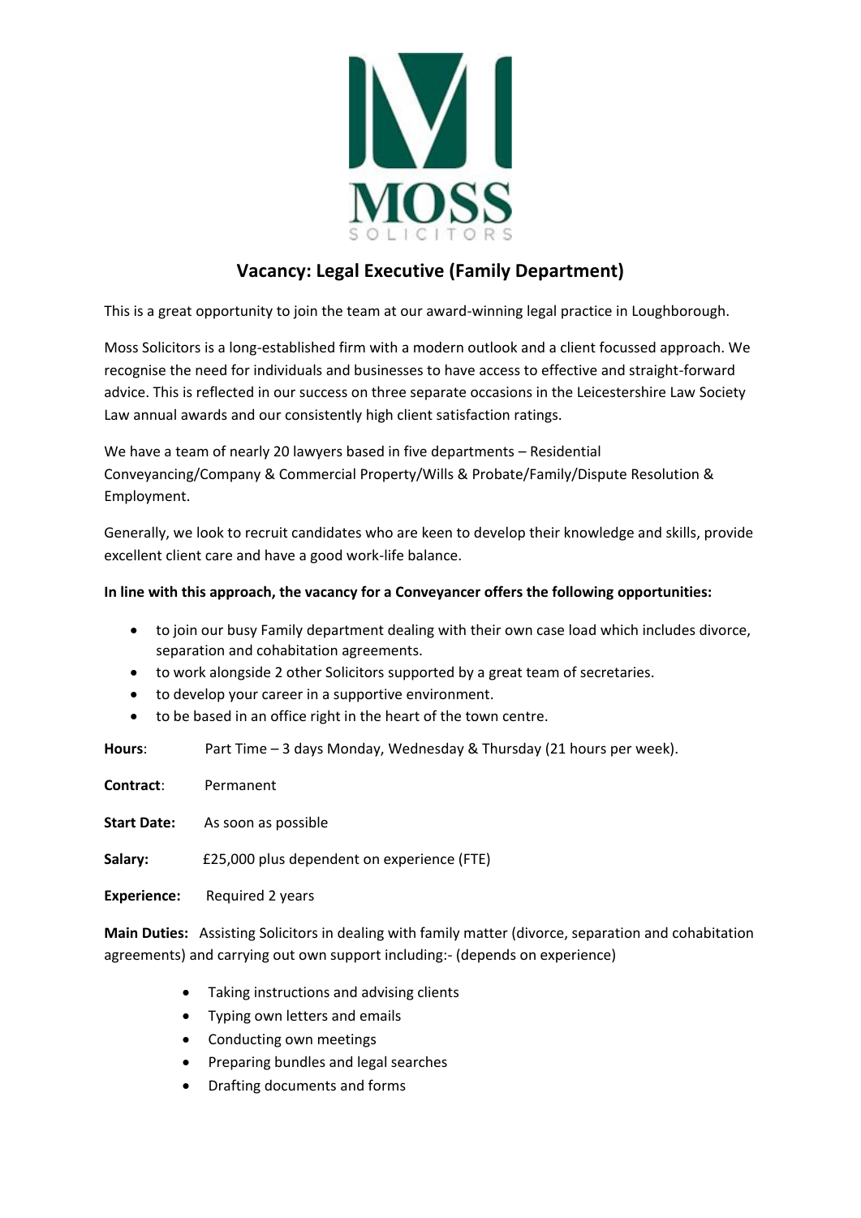MOSS

SOLICITORS

# Vacancy: Legal Executive (Family Department)

This is a great opportunity to join the team at our award-winning legal practice in Loughborough.

Moss Solicitors is a long-established firm with a modern outlook and a client focussed approach. We recognise the need for individuals and businesses to have access to effective and straight-forward advice. This is reflected in our success on three separate occasions in the Leicestershire Law Society Law annual awards and our consistently high client satisfaction ratings.

We have a team of nearly 20 lawyers based in five departments – Residential Conveyancing/Company & Commercial Property/Wills & Probate/Family/Dispute Resolution & Employment.

Generally, we look to recruit candidates who are keen to develop their knowledge and skills, provide excellent client care and have a good work-life balance.

**In line with this approach, the vacancy for a Conveyancer offers the following opportunities:**

- to join our busy Family department dealing with their own case load which includes divorce, separation and cohabitation agreements.
- to work alongside 2 other Solicitors supported by a great team of secretaries.
- to develop your career in a supportive environment.
- to be based in an office right in the heart of the town centre.

**Hours**: Part Time – 3 days Monday, Wednesday & Thursday (21 hours per week).

**Contract**: Permanent

**Start Date:** As soon as possible

**Salary:** £25,000 plus dependent on experience (FTE)

**Experience:** Required 2 years

**Main Duties:** Assisting Solicitors in dealing with family matter (divorce, separation and cohabitation agreements) and carrying out own support including:- (depends on experience)

- Taking instructions and advising clients
- Typing own letters and emails
- Conducting own meetings
- Preparing bundles and legal searches
- Drafting documents and forms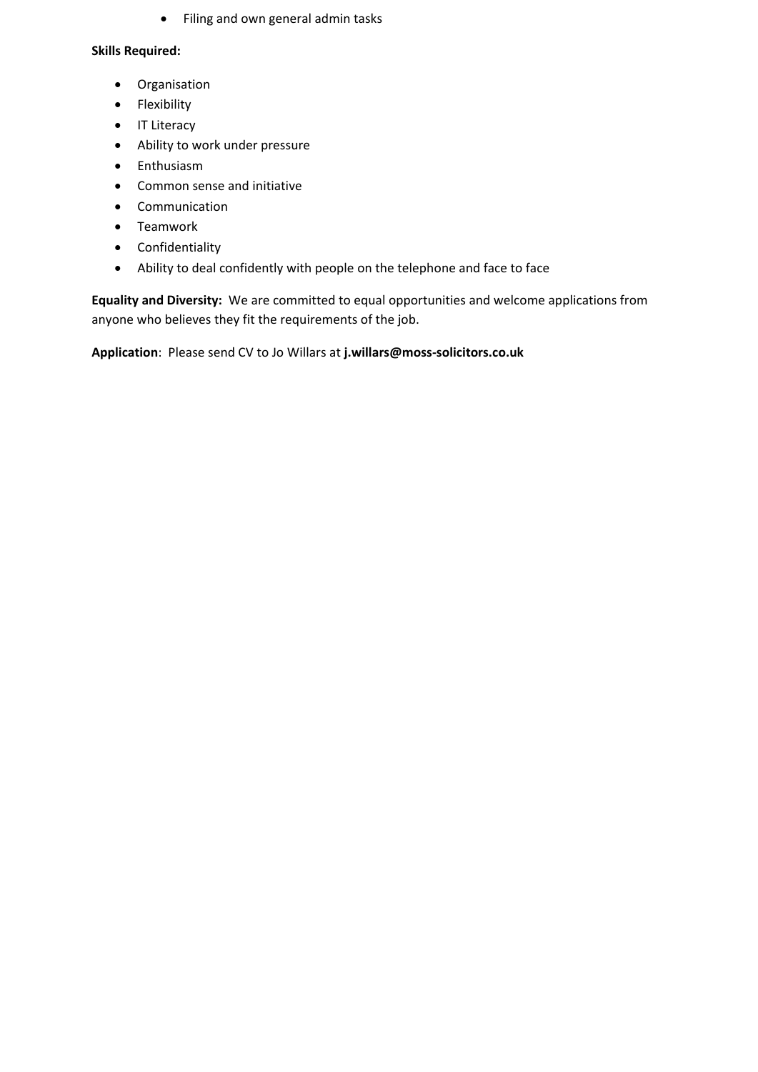- Filing and own general admin tasks

**Skills Required:**

- Organisation
- Flexibility
- IT Literacy
- Ability to work under pressure
- Enthusiasm
- Common sense and initiative
- Communication
- Teamwork
- Confidentiality
- Ability to deal confidently with people on the telephone and face to face

**Equality and Diversity:** We are committed to equal opportunities and welcome applications from anyone who believes they fit the requirements of the job.

**Application**: Please send CV to Jo Willars at **j.willars@moss-solicitors.co.uk**